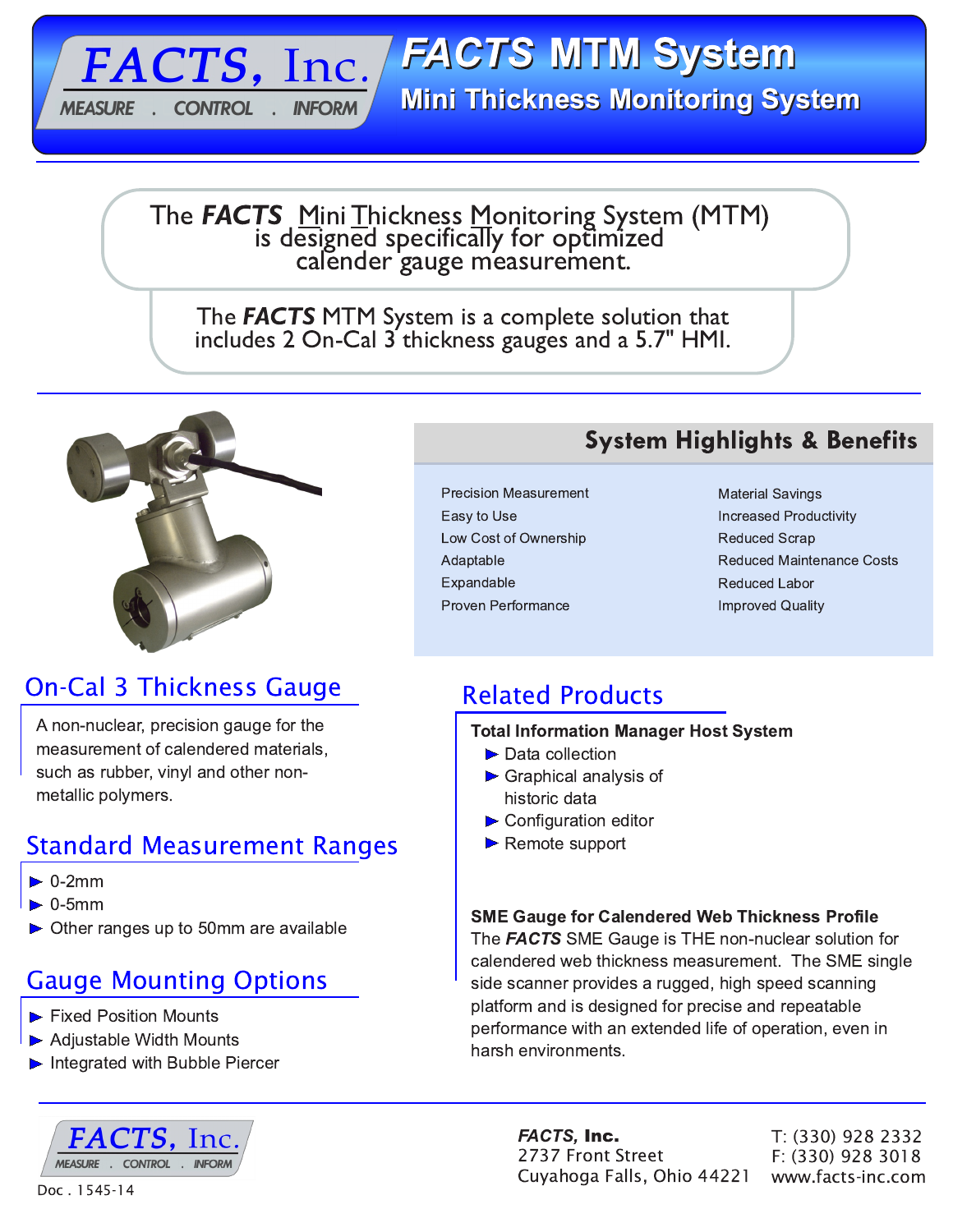# FACTS, Inc.

MEASURE . CONTROL . INFORM

# FACTS MTM System

## Mini Thickness Monitoring System

The ***FACTS*** Mini Thickness Monitoring System (MTM) is designed specifically for optimized calender gauge measurement.

The ***FACTS*** MTM System is a complete solution that includes 2 On-Cal 3 thickness gauges and a 5.7" HMI.

## System Highlights & Benefits

- Precision Measurement
- Easy to Use
- Low Cost of Ownership
- Adaptable
- Expandable
- Proven Performance
- Material Savings
- Increased Productivity
- Reduced Scrap
- Reduced Maintenance Costs
- Reduced Labor
- Improved Quality

## On-Cal 3 Thickness Gauge

A non-nuclear, precision gauge for the measurement of calendered materials, such as rubber, vinyl and other non-metallic polymers.

## Standard Measurement Ranges

- 0-2mm
- 0-5mm
- Other ranges up to 50mm are available

## Gauge Mounting Options

- Fixed Position Mounts
- Adjustable Width Mounts
- Integrated with Bubble Piercer

## Related Products

**Total Information Manager Host System**

- Data collection
- Graphical analysis of historic data
- Configuration editor
- Remote support

**SME Gauge for Calendered Web Thickness Profile**

The ***FACTS*** SME Gauge is THE non-nuclear solution for calendered web thickness measurement. The SME single side scanner provides a rugged, high speed scanning platform and is designed for precise and repeatable performance with an extended life of operation, even in harsh environments.

---

FACTS, Inc.
MEASURE . CONTROL . INFORM

Doc . 1545-14

***FACTS*, Inc.**
2737 Front Street
Cuyahoga Falls, Ohio 44221

T: (330) 928 2332
F: (330) 928 3018
www.facts-inc.com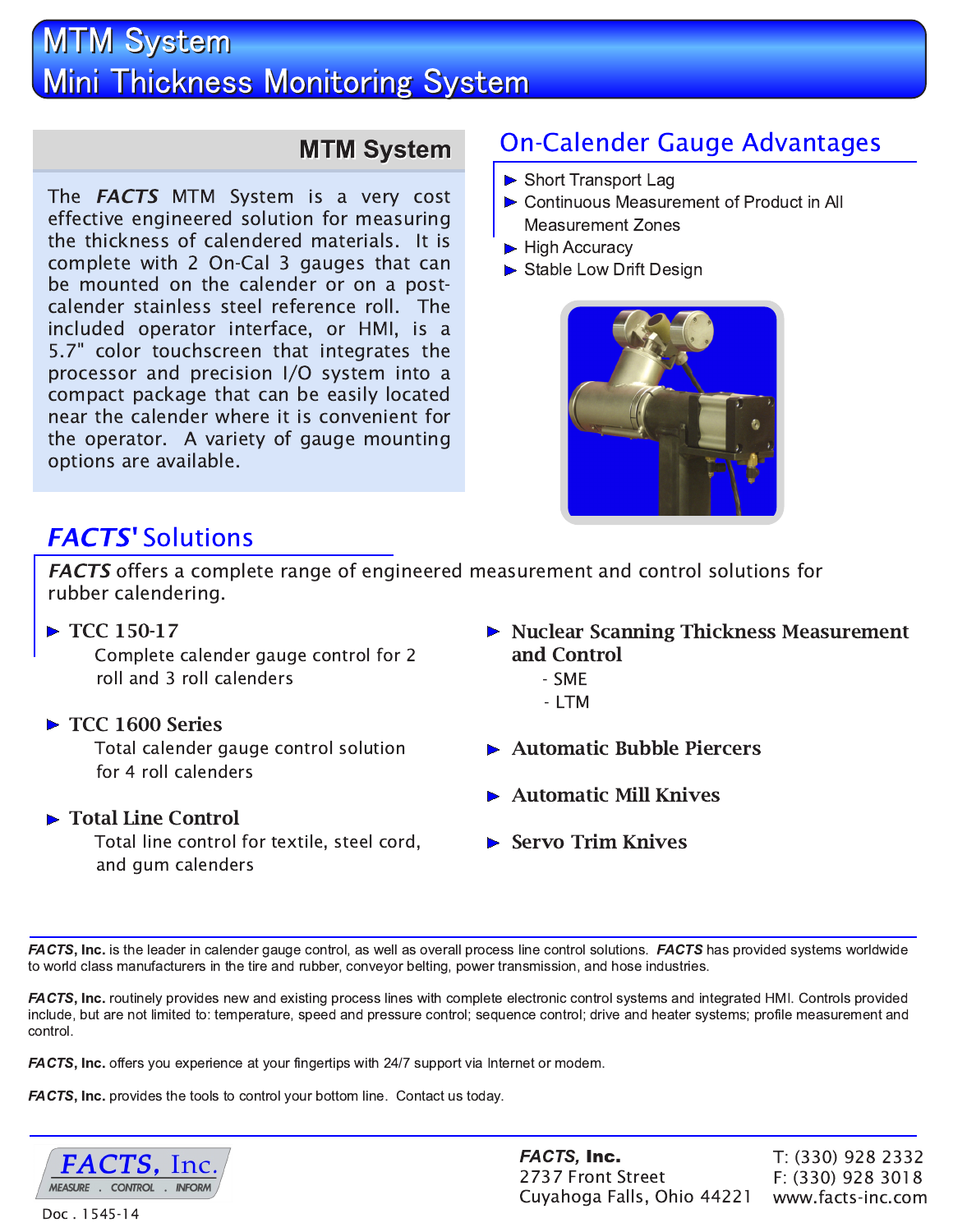# MTM System
# Mini Thickness Monitoring System

## MTM System

The ***FACTS*** MTM System is a very cost effective engineered solution for measuring the thickness of calendered materials. It is complete with 2 On-Cal 3 gauges that can be mounted on the calender or on a post-calender stainless steel reference roll. The included operator interface, or HMI, is a 5.7" color touchscreen that integrates the processor and precision I/O system into a compact package that can be easily located near the calender where it is convenient for the operator. A variety of gauge mounting options are available.

## On-Calender Gauge Advantages

- Short Transport Lag
- Continuous Measurement of Product in All Measurement Zones
- High Accuracy
- Stable Low Drift Design

## *FACTS'* Solutions

***FACTS*** offers a complete range of engineered measurement and control solutions for rubber calendering.

- **TCC 150-17**
  Complete calender gauge control for 2 roll and 3 roll calenders
- **TCC 1600 Series**
  Total calender gauge control solution for 4 roll calenders
- **Total Line Control**
  Total line control for textile, steel cord, and gum calenders
- **Nuclear Scanning Thickness Measurement and Control**
  - SME
  - LTM
- **Automatic Bubble Piercers**
- **Automatic Mill Knives**
- **Servo Trim Knives**

***FACTS*, Inc.** is the leader in calender gauge control, as well as overall process line control solutions. ***FACTS*** has provided systems worldwide to world class manufacturers in the tire and rubber, conveyor belting, power transmission, and hose industries.

***FACTS*, Inc.** routinely provides new and existing process lines with complete electronic control systems and integrated HMI. Controls provided include, but are not limited to: temperature, speed and pressure control; sequence control; drive and heater systems; profile measurement and control.

***FACTS*, Inc.** offers you experience at your fingertips with 24/7 support via Internet or modem.

***FACTS*, Inc.** provides the tools to control your bottom line. Contact us today.

*FACTS*, Inc.
MEASURE . CONTROL . INFORM

Doc . 1545-14

***FACTS*, Inc.**
2737 Front Street
Cuyahoga Falls, Ohio 44221

T: (330) 928 2332
F: (330) 928 3018
www.facts-inc.com